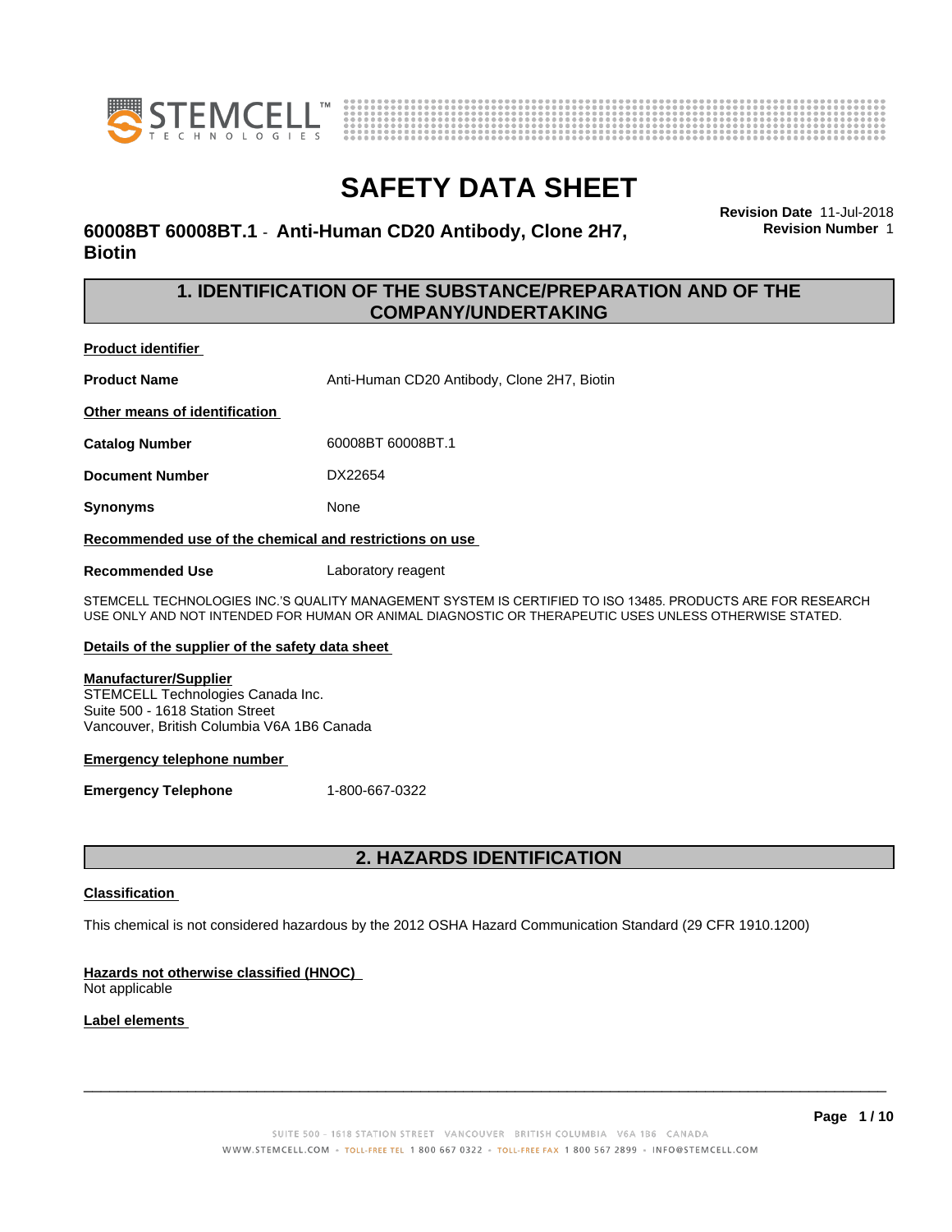# SAFETY DATA SHEET

**60008BT 60008BT.1 - Anti-Human CD20 Antibody, Clone 2H7, Biotin**

**Revision Date** 11-Jul-2018
**Revision Number** 1

## 1. IDENTIFICATION OF THE SUBSTANCE/PREPARATION AND OF THE COMPANY/UNDERTAKING

**Product identifier**

| | |
|---|---|
| **Product Name** | Anti-Human CD20 Antibody, Clone 2H7, Biotin |

**Other means of identification**

| | |
|---|---|
| **Catalog Number** | 60008BT 60008BT.1 |
| **Document Number** | DX22654 |
| **Synonyms** | None |

**Recommended use of the chemical and restrictions on use**

| | |
|---|---|
| **Recommended Use** | Laboratory reagent |

STEMCELL TECHNOLOGIES INC.'S QUALITY MANAGEMENT SYSTEM IS CERTIFIED TO ISO 13485. PRODUCTS ARE FOR RESEARCH USE ONLY AND NOT INTENDED FOR HUMAN OR ANIMAL DIAGNOSTIC OR THERAPEUTIC USES UNLESS OTHERWISE STATED.

**Details of the supplier of the safety data sheet**

**Manufacturer/Supplier**
STEMCELL Technologies Canada Inc.
Suite 500 - 1618 Station Street
Vancouver, British Columbia V6A 1B6 Canada

**Emergency telephone number**

| | |
|---|---|
| **Emergency Telephone** | 1-800-667-0322 |

## 2. HAZARDS IDENTIFICATION

**Classification**

This chemical is not considered hazardous by the 2012 OSHA Hazard Communication Standard (29 CFR 1910.1200)

**Hazards not otherwise classified (HNOC)**
Not applicable

**Label elements**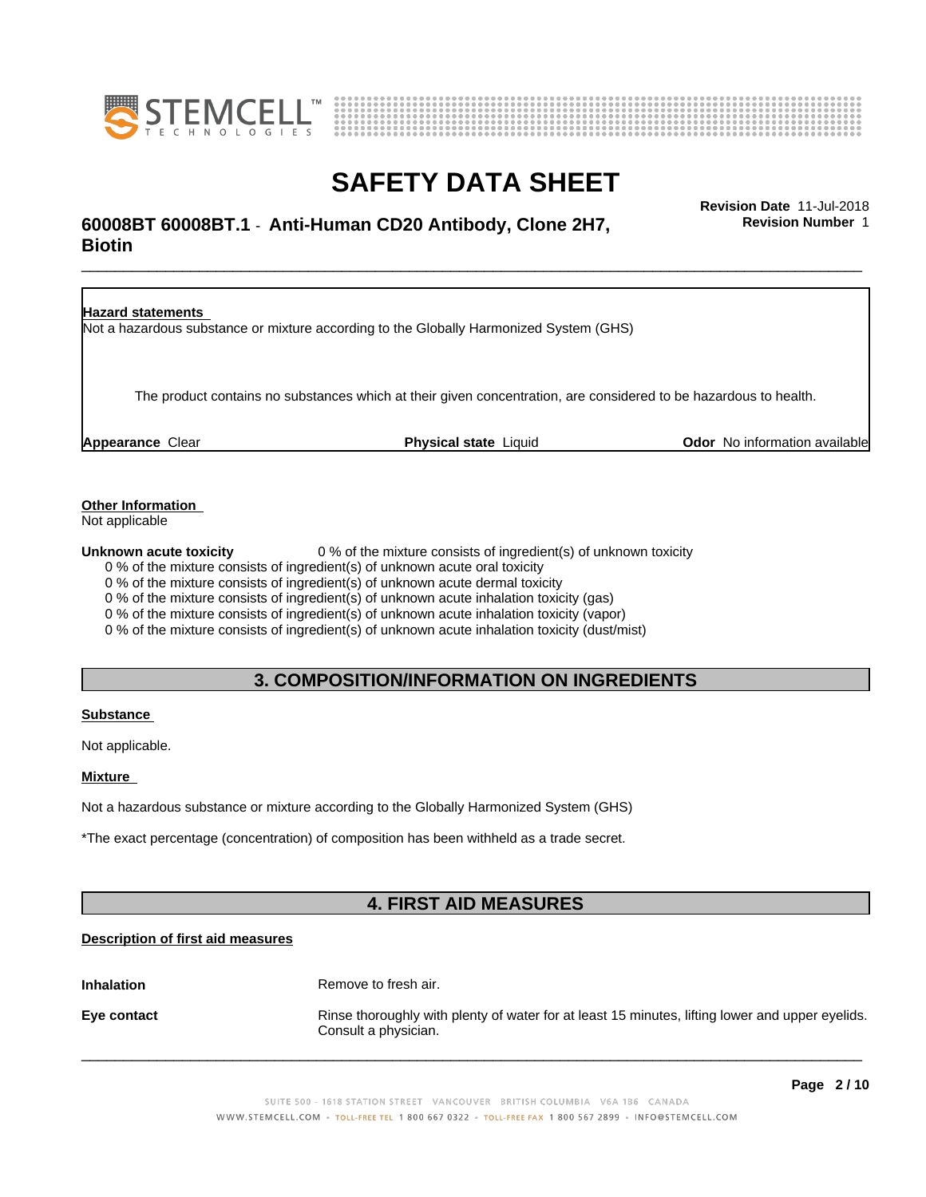**Hazard statements**

Not a hazardous substance or mixture according to the Globally Harmonized System (GHS)

The product contains no substances which at their given concentration, are considered to be hazardous to health.

**Appearance** Clear **Physical state** Liquid **Odor** No information available

**Other Information**

Not applicable

**Unknown acute toxicity** 0 % of the mixture consists of ingredient(s) of unknown toxicity

- 0 % of the mixture consists of ingredient(s) of unknown acute oral toxicity
- 0 % of the mixture consists of ingredient(s) of unknown acute dermal toxicity
- 0 % of the mixture consists of ingredient(s) of unknown acute inhalation toxicity (gas)
- 0 % of the mixture consists of ingredient(s) of unknown acute inhalation toxicity (vapor)
- 0 % of the mixture consists of ingredient(s) of unknown acute inhalation toxicity (dust/mist)

## 3. COMPOSITION/INFORMATION ON INGREDIENTS

**Substance**

Not applicable.

**Mixture**

Not a hazardous substance or mixture according to the Globally Harmonized System (GHS)

*The exact percentage (concentration) of composition has been withheld as a trade secret.

## 4. FIRST AID MEASURES

**Description of first aid measures**

| | |
|---|---|
| **Inhalation** | Remove to fresh air. |
| **Eye contact** | Rinse thoroughly with plenty of water for at least 15 minutes, lifting lower and upper eyelids. Consult a physician. |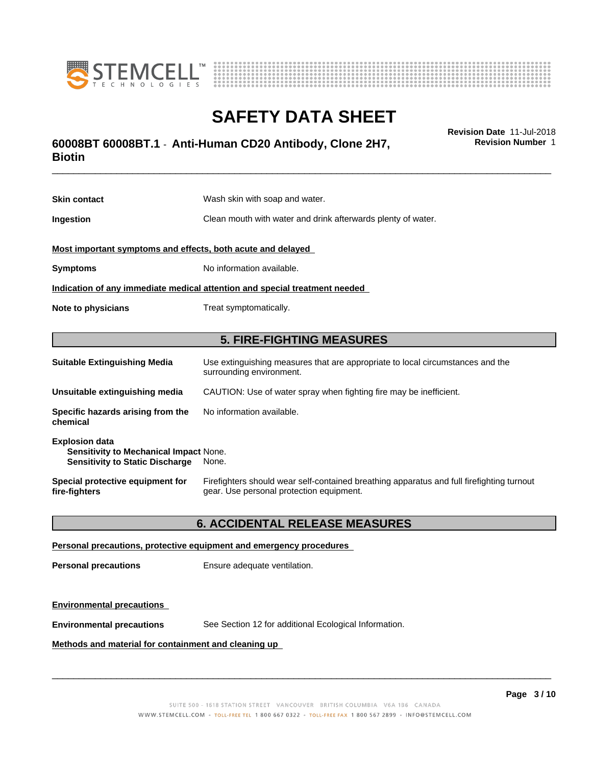**Skin contact** Wash skin with soap and water.

**Ingestion** Clean mouth with water and drink afterwards plenty of water.

**Most important symptoms and effects, both acute and delayed**

**Symptoms** No information available.

**Indication of any immediate medical attention and special treatment needed**

**Note to physicians** Treat symptomatically.

## 5. FIRE-FIGHTING MEASURES

**Suitable Extinguishing Media** Use extinguishing measures that are appropriate to local circumstances and the surrounding environment.

**Unsuitable extinguishing media** CAUTION: Use of water spray when fighting fire may be inefficient.

**Specific hazards arising from the chemical** No information available.

**Explosion data**
**Sensitivity to Mechanical Impact** None.
**Sensitivity to Static Discharge** None.

**Special protective equipment for fire-fighters** Firefighters should wear self-contained breathing apparatus and full firefighting turnout gear. Use personal protection equipment.

## 6. ACCIDENTAL RELEASE MEASURES

**Personal precautions, protective equipment and emergency procedures**

**Personal precautions** Ensure adequate ventilation.

**Environmental precautions**

**Environmental precautions** See Section 12 for additional Ecological Information.

**Methods and material for containment and cleaning up**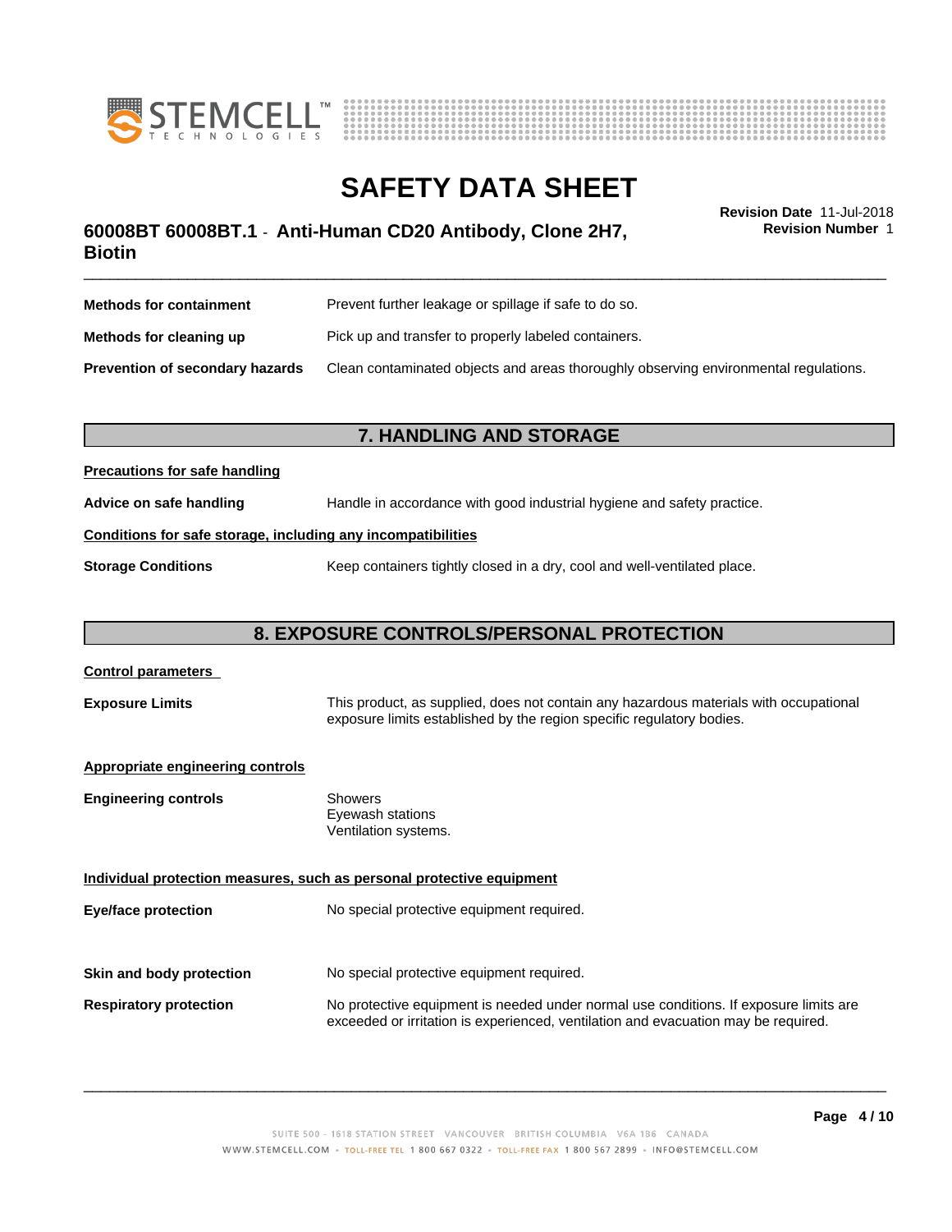| | |
|---|---|
| **Methods for containment** | Prevent further leakage or spillage if safe to do so. |
| **Methods for cleaning up** | Pick up and transfer to properly labeled containers. |
| **Prevention of secondary hazards** | Clean contaminated objects and areas thoroughly observing environmental regulations. |

## 7. HANDLING AND STORAGE

**Precautions for safe handling**

**Advice on safe handling** — Handle in accordance with good industrial hygiene and safety practice.

**Conditions for safe storage, including any incompatibilities**

**Storage Conditions** — Keep containers tightly closed in a dry, cool and well-ventilated place.

## 8. EXPOSURE CONTROLS/PERSONAL PROTECTION

**Control parameters**

**Exposure Limits** — This product, as supplied, does not contain any hazardous materials with occupational exposure limits established by the region specific regulatory bodies.

**Appropriate engineering controls**

**Engineering controls** — Showers
Eyewash stations
Ventilation systems.

**Individual protection measures, such as personal protective equipment**

**Eye/face protection** — No special protective equipment required.

**Skin and body protection** — No special protective equipment required.

**Respiratory protection** — No protective equipment is needed under normal use conditions. If exposure limits are exceeded or irritation is experienced, ventilation and evacuation may be required.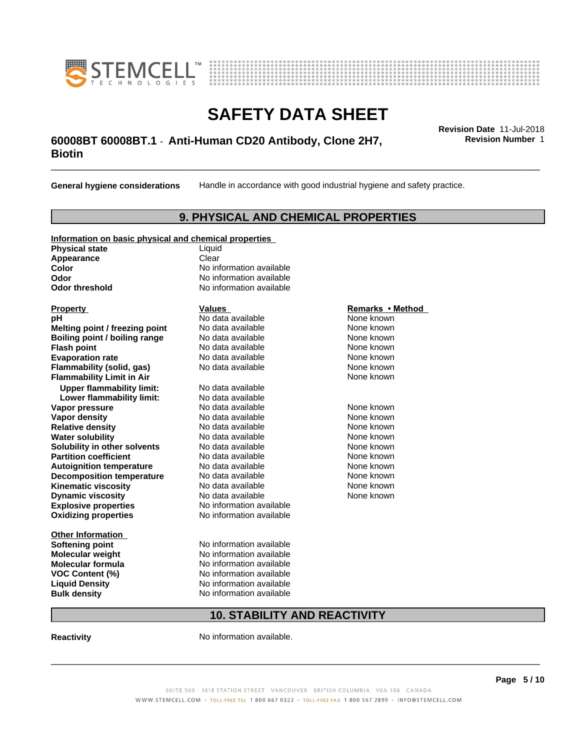**General hygiene considerations** Handle in accordance with good industrial hygiene and safety practice.

## 9. PHYSICAL AND CHEMICAL PROPERTIES

**Information on basic physical and chemical properties**

| | |
|---|---|
| **Physical state** | Liquid |
| **Appearance** | Clear |
| **Color** | No information available |
| **Odor** | No information available |
| **Odor threshold** | No information available |

| Property | Values | Remarks • Method |
|---|---|---|
| **pH** | No data available | None known |
| **Melting point / freezing point** | No data available | None known |
| **Boiling point / boiling range** | No data available | None known |
| **Flash point** | No data available | None known |
| **Evaporation rate** | No data available | None known |
| **Flammability (solid, gas)** | No data available | None known |
| **Flammability Limit in Air** | | None known |
| **Upper flammability limit:** | No data available | |
| **Lower flammability limit:** | No data available | |
| **Vapor pressure** | No data available | None known |
| **Vapor density** | No data available | None known |
| **Relative density** | No data available | None known |
| **Water solubility** | No data available | None known |
| **Solubility in other solvents** | No data available | None known |
| **Partition coefficient** | No data available | None known |
| **Autoignition temperature** | No data available | None known |
| **Decomposition temperature** | No data available | None known |
| **Kinematic viscosity** | No data available | None known |
| **Dynamic viscosity** | No data available | None known |
| **Explosive properties** | No information available | |
| **Oxidizing properties** | No information available | |

**Other Information**

| | |
|---|---|
| **Softening point** | No information available |
| **Molecular weight** | No information available |
| **Molecular formula** | No information available |
| **VOC Content (%)** | No information available |
| **Liquid Density** | No information available |
| **Bulk density** | No information available |

## 10. STABILITY AND REACTIVITY

**Reactivity** No information available.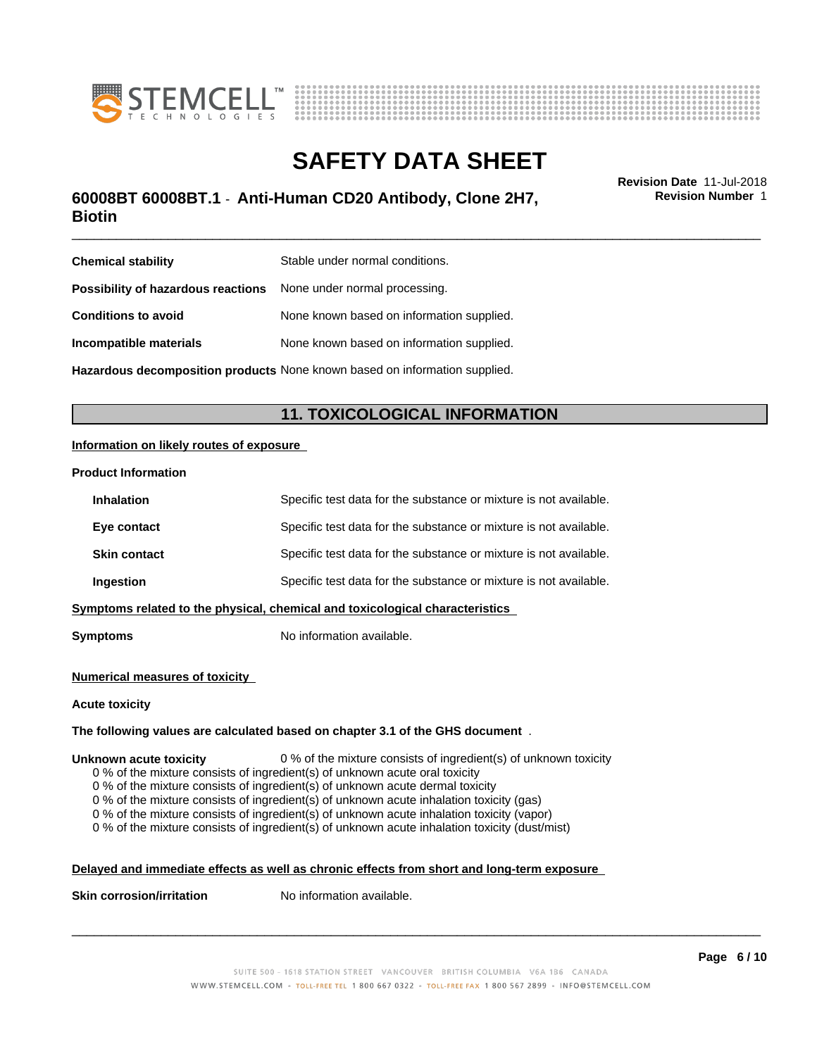| | |
|---|---|
| **Chemical stability** | Stable under normal conditions. |
| **Possibility of hazardous reactions** | None under normal processing. |
| **Conditions to avoid** | None known based on information supplied. |
| **Incompatible materials** | None known based on information supplied. |
| **Hazardous decomposition products** | None known based on information supplied. |

## 11. TOXICOLOGICAL INFORMATION

**Information on likely routes of exposure**

**Product Information**

| | |
|---|---|
| **Inhalation** | Specific test data for the substance or mixture is not available. |
| **Eye contact** | Specific test data for the substance or mixture is not available. |
| **Skin contact** | Specific test data for the substance or mixture is not available. |
| **Ingestion** | Specific test data for the substance or mixture is not available. |

**Symptoms related to the physical, chemical and toxicological characteristics**

**Symptoms** No information available.

**Numerical measures of toxicity**

**Acute toxicity**

**The following values are calculated based on chapter 3.1 of the GHS document** .

**Unknown acute toxicity** 0 % of the mixture consists of ingredient(s) of unknown toxicity

- 0 % of the mixture consists of ingredient(s) of unknown acute oral toxicity
- 0 % of the mixture consists of ingredient(s) of unknown acute dermal toxicity
- 0 % of the mixture consists of ingredient(s) of unknown acute inhalation toxicity (gas)
- 0 % of the mixture consists of ingredient(s) of unknown acute inhalation toxicity (vapor)
- 0 % of the mixture consists of ingredient(s) of unknown acute inhalation toxicity (dust/mist)

**Delayed and immediate effects as well as chronic effects from short and long-term exposure**

**Skin corrosion/irritation** No information available.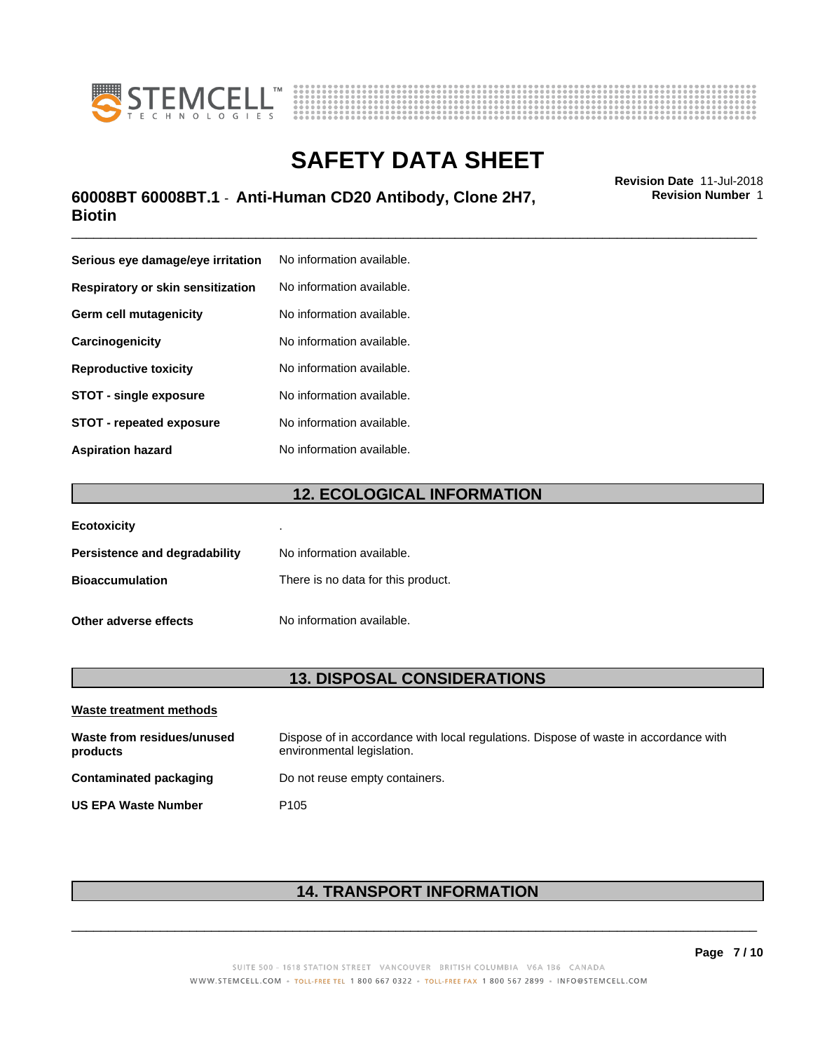| | |
|---|---|
| **Serious eye damage/eye irritation** | No information available. |
| **Respiratory or skin sensitization** | No information available. |
| **Germ cell mutagenicity** | No information available. |
| **Carcinogenicity** | No information available. |
| **Reproductive toxicity** | No information available. |
| **STOT - single exposure** | No information available. |
| **STOT - repeated exposure** | No information available. |
| **Aspiration hazard** | No information available. |

## 12. ECOLOGICAL INFORMATION

| | |
|---|---|
| **Ecotoxicity** | . |
| **Persistence and degradability** | No information available. |
| **Bioaccumulation** | There is no data for this product. |
| **Other adverse effects** | No information available. |

## 13. DISPOSAL CONSIDERATIONS

**Waste treatment methods**

| | |
|---|---|
| **Waste from residues/unused products** | Dispose of in accordance with local regulations. Dispose of waste in accordance with environmental legislation. |
| **Contaminated packaging** | Do not reuse empty containers. |
| **US EPA Waste Number** | P105 |

## 14. TRANSPORT INFORMATION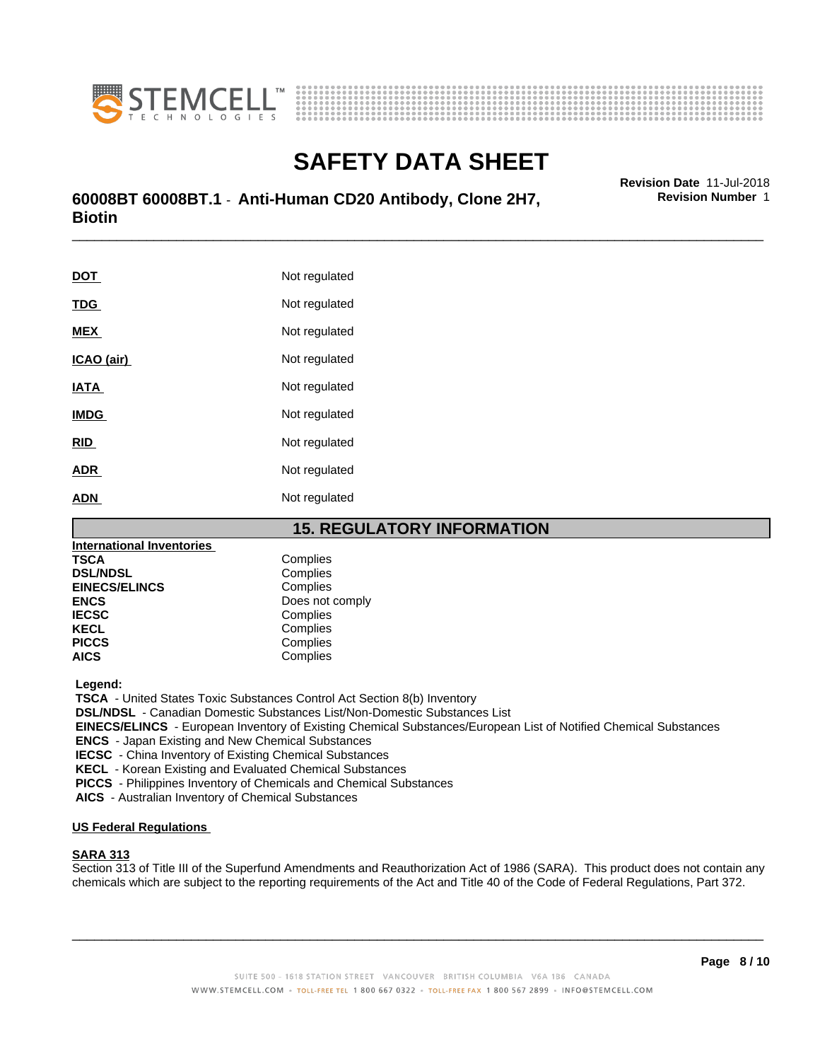| | |
|---|---|
| **DOT** | Not regulated |
| **TDG** | Not regulated |
| **MEX** | Not regulated |
| **ICAO (air)** | Not regulated |
| **IATA** | Not regulated |
| **IMDG** | Not regulated |
| **RID** | Not regulated |
| **ADR** | Not regulated |
| **ADN** | Not regulated |

## 15. REGULATORY INFORMATION

**International Inventories**

| | |
|---|---|
| **TSCA** | Complies |
| **DSL/NDSL** | Complies |
| **EINECS/ELINCS** | Complies |
| **ENCS** | Does not comply |
| **IECSC** | Complies |
| **KECL** | Complies |
| **PICCS** | Complies |
| **AICS** | Complies |

**Legend:**

**TSCA** - United States Toxic Substances Control Act Section 8(b) Inventory
**DSL/NDSL** - Canadian Domestic Substances List/Non-Domestic Substances List
**EINECS/ELINCS** - European Inventory of Existing Chemical Substances/European List of Notified Chemical Substances
**ENCS** - Japan Existing and New Chemical Substances
**IECSC** - China Inventory of Existing Chemical Substances
**KECL** - Korean Existing and Evaluated Chemical Substances
**PICCS** - Philippines Inventory of Chemicals and Chemical Substances
**AICS** - Australian Inventory of Chemical Substances

**US Federal Regulations**

**SARA 313**
Section 313 of Title III of the Superfund Amendments and Reauthorization Act of 1986 (SARA). This product does not contain any chemicals which are subject to the reporting requirements of the Act and Title 40 of the Code of Federal Regulations, Part 372.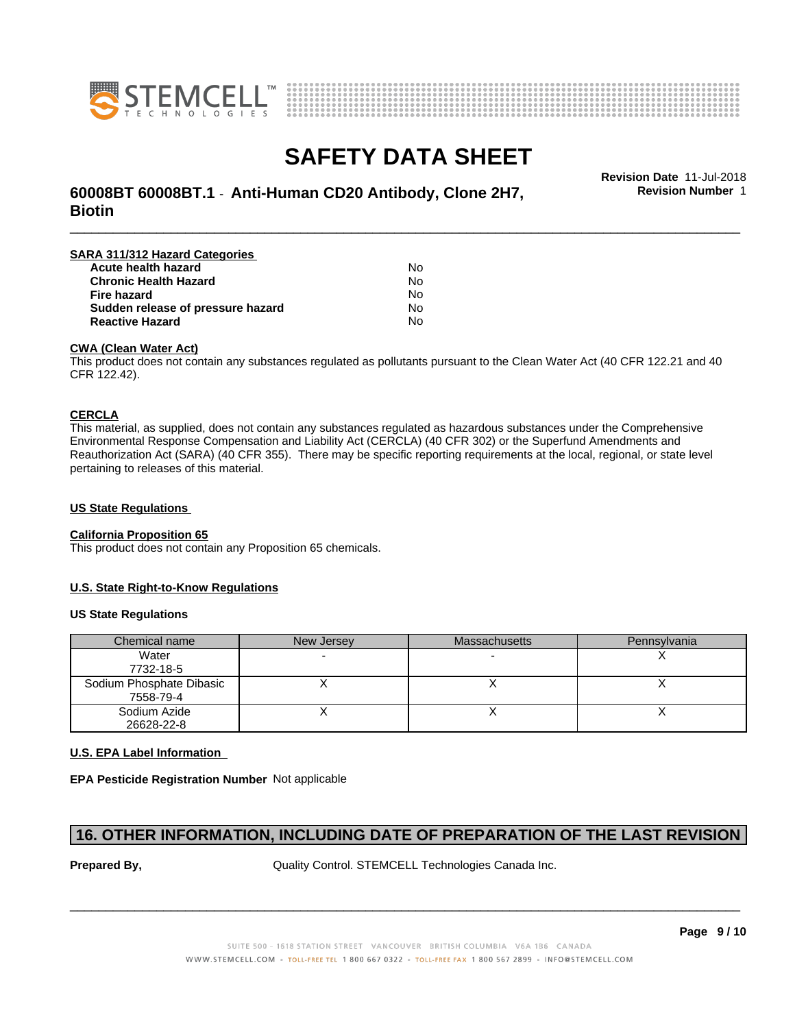**SARA 311/312 Hazard Categories**

| | |
|---|---|
| **Acute health hazard** | No |
| **Chronic Health Hazard** | No |
| **Fire hazard** | No |
| **Sudden release of pressure hazard** | No |
| **Reactive Hazard** | No |

**CWA (Clean Water Act)**

This product does not contain any substances regulated as pollutants pursuant to the Clean Water Act (40 CFR 122.21 and 40 CFR 122.42).

**CERCLA**

This material, as supplied, does not contain any substances regulated as hazardous substances under the Comprehensive Environmental Response Compensation and Liability Act (CERCLA) (40 CFR 302) or the Superfund Amendments and Reauthorization Act (SARA) (40 CFR 355). There may be specific reporting requirements at the local, regional, or state level pertaining to releases of this material.

**US State Regulations**

**California Proposition 65**

This product does not contain any Proposition 65 chemicals.

**U.S. State Right-to-Know Regulations**

**US State Regulations**

| Chemical name | New Jersey | Massachusetts | Pennsylvania |
|---|---|---|---|
| Water 7732-18-5 | - | - | X |
| Sodium Phosphate Dibasic 7558-79-4 | X | X | X |
| Sodium Azide 26628-22-8 | X | X | X |

**U.S. EPA Label Information**

**EPA Pesticide Registration Number** Not applicable

## 16. OTHER INFORMATION, INCLUDING DATE OF PREPARATION OF THE LAST REVISION

**Prepared By,** Quality Control. STEMCELL Technologies Canada Inc.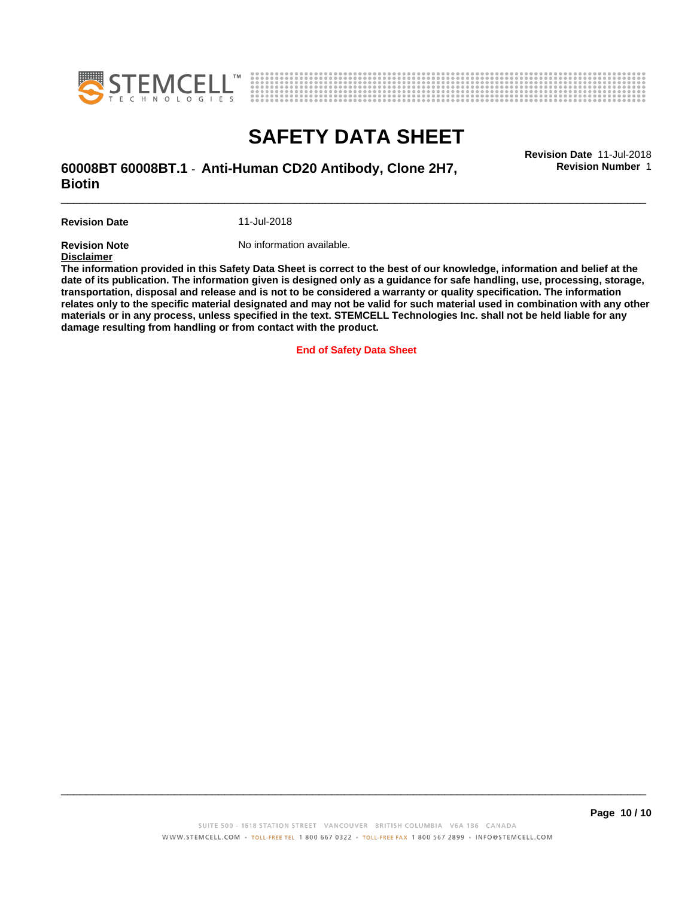| | |
|---|---|
| **Revision Date** | 11-Jul-2018 |
| **Revision Note** | No information available. |

**Disclaimer**

**The information provided in this Safety Data Sheet is correct to the best of our knowledge, information and belief at the date of its publication. The information given is designed only as a guidance for safe handling, use, processing, storage, transportation, disposal and release and is not to be considered a warranty or quality specification. The information relates only to the specific material designated and may not be valid for such material used in combination with any other materials or in any process, unless specified in the text. STEMCELL Technologies Inc. shall not be held liable for any damage resulting from handling or from contact with the product.**

**End of Safety Data Sheet**